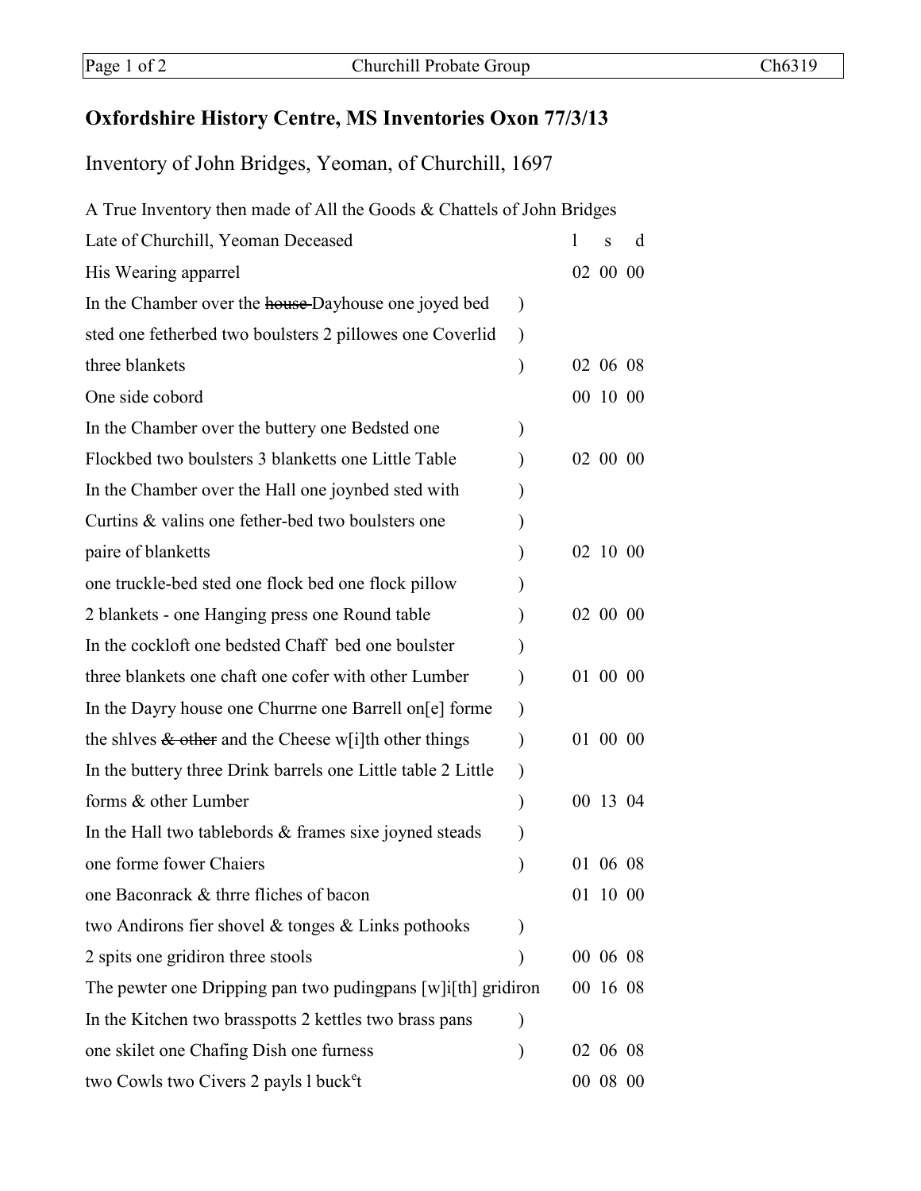## Oxfordshire History Centre, MS Inventories Oxon 77/3/13

### Inventory of John Bridges, Yeoman, of Churchill, 1697

A True Inventory then made of All the Goods & Chattels of John Bridges

| Late of Churchill, Yeoman Deceased | | l s d |
|---|---|---|
| His Wearing apparrel | | 02 00 00 |
| In the Chamber over the ~~house~~ Dayhouse one joyed bed sted one fetherbed two boulsters 2 pillowes one Coverlid three blankets | ) | 02 06 08 |
| One side cobord | | 00 10 00 |
| In the Chamber over the buttery one Bedsted one Flockbed two boulsters 3 blanketts one Little Table | ) | 02 00 00 |
| In the Chamber over the Hall one joynbed sted with Curtins & valins one fether-bed two boulsters one paire of blanketts | ) | 02 10 00 |
| one truckle-bed sted one flock bed one flock pillow 2 blankets - one Hanging press one Round table | ) | 02 00 00 |
| In the cockloft one bedsted Chaff bed one boulster three blankets one chaft one cofer with other Lumber | ) | 01 00 00 |
| In the Dayry house one Churrne one Barrell on[e] forme the shlves ~~& other~~ and the Cheese w[i]th other things | ) | 01 00 00 |
| In the buttery three Drink barrels one Little table 2 Little forms & other Lumber | ) | 00 13 04 |
| In the Hall two tablebords & frames sixe joyned steads one forme fower Chaiers | ) | 01 06 08 |
| one Baconrack & thrre fliches of bacon | | 01 10 00 |
| two Andirons fier shovel & tonges & Links pothooks 2 spits one gridiron three stools | ) | 00 06 08 |
| The pewter one Dripping pan two pudingpans [w]i[th] gridiron | | 00 16 08 |
| In the Kitchen two brasspotts 2 kettles two brass pans one skilet one Chafing Dish one furness | ) | 02 06 08 |
| two Cowls two Civers 2 payls l buck[e]t | | 00 08 00 |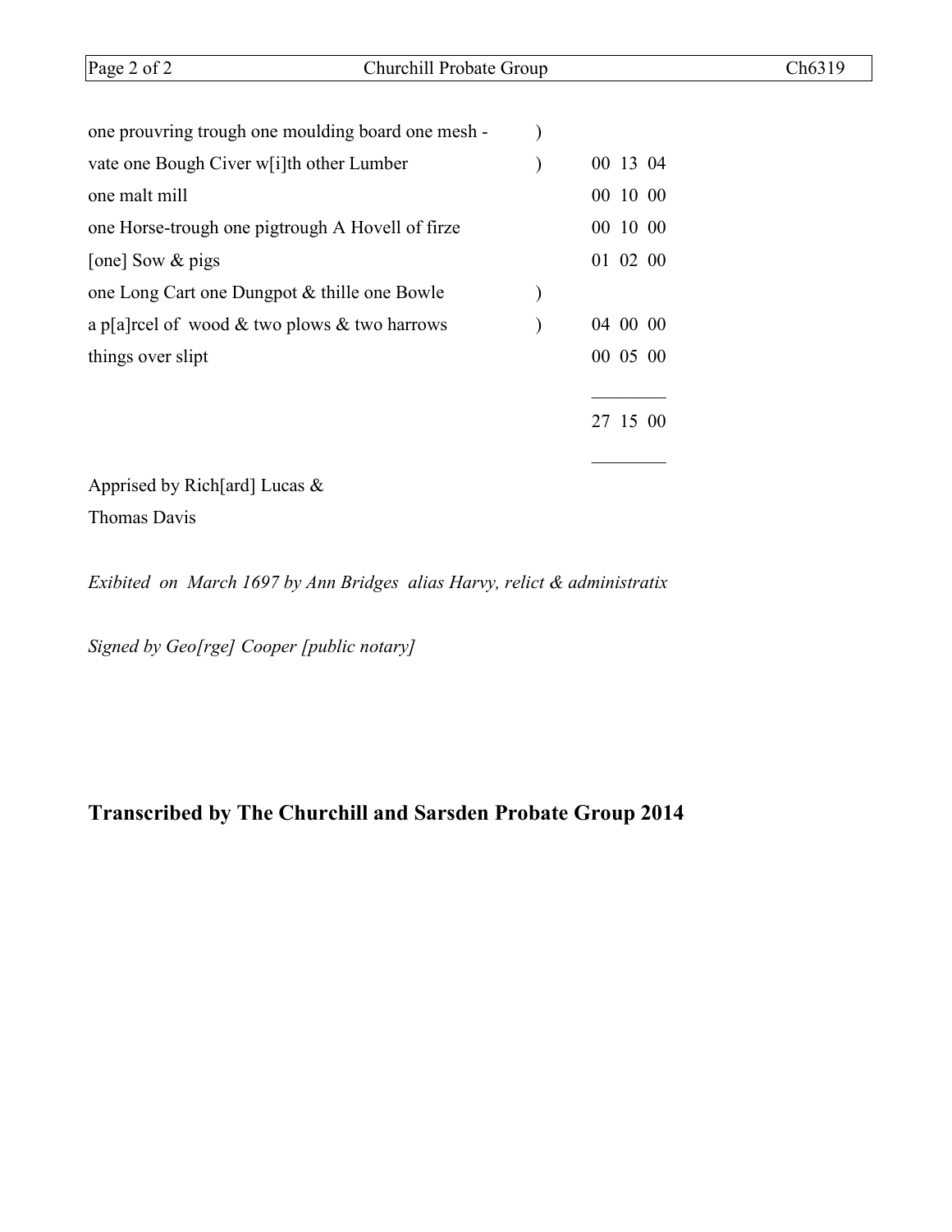| | | |
|---|---|---|
| one prouvring trough one moulding board one mesh - | ) | |
| vate one Bough Civer w[i]th other Lumber | ) | 00 13 04 |
| one malt mill | | 00 10 00 |
| one Horse-trough one pigtrough A Hovell of firze | | 00 10 00 |
| [one] Sow & pigs | | 01 02 00 |
| one Long Cart one Dungpot & thille one Bowle | ) | |
| a p[a]rcel of wood & two plows & two harrows | ) | 04 00 00 |
| things over slipt | | 00 05 00 |
| | | 27 15 00 |

Apprised by Rich[ard] Lucas &
Thomas Davis

*Exibited on March 1697 by Ann Bridges alias Harvy, relict & administratix*

*Signed by Geo[rge] Cooper [public notary]*

**Transcribed by The Churchill and Sarsden Probate Group 2014**